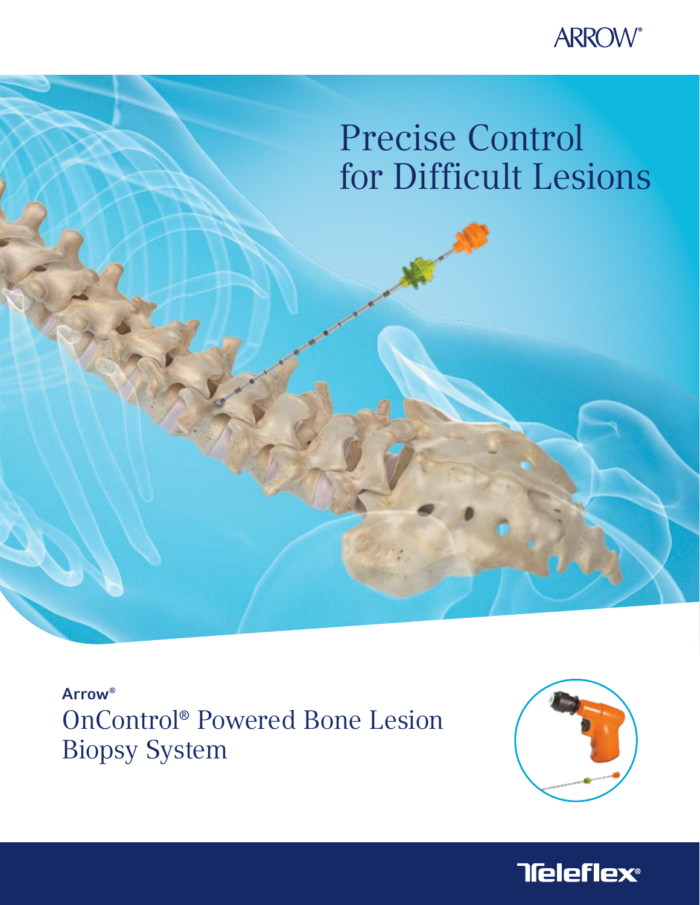ARROW®

# Precise Control for Difficult Lesions

**Arrow®**

## OnControl® Powered Bone Lesion Biopsy System

Teleflex®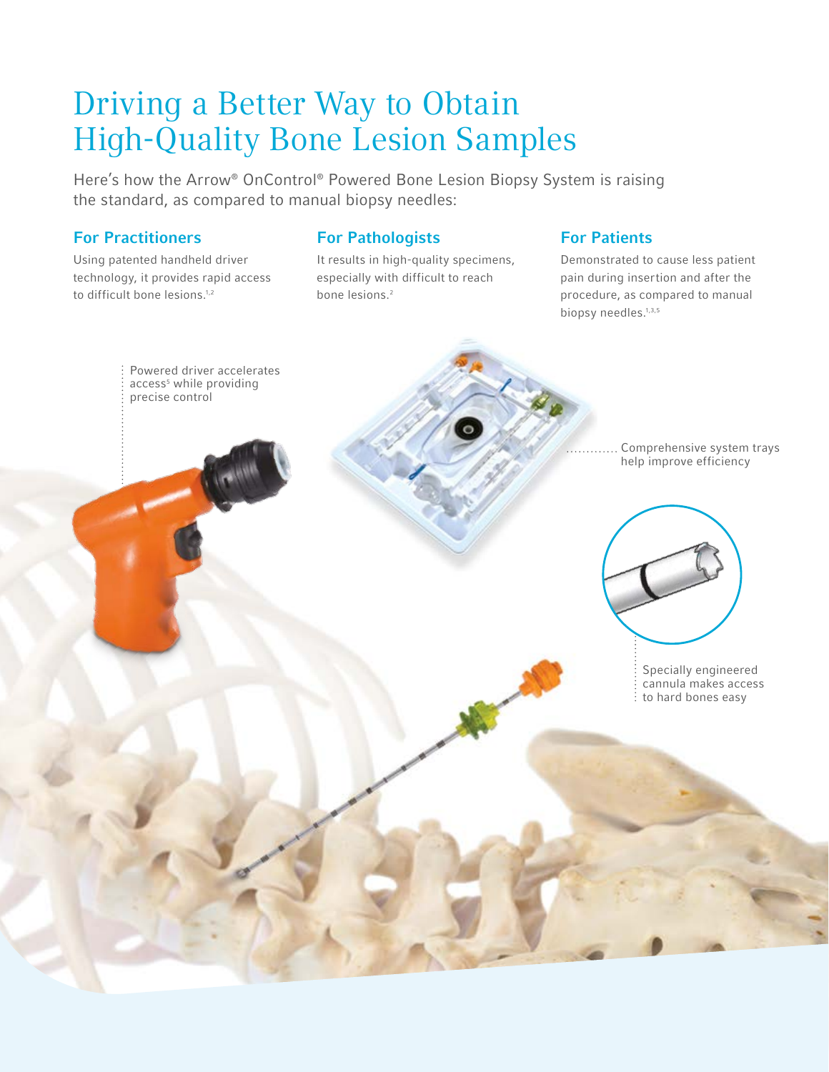# Driving a Better Way to Obtain High-Quality Bone Lesion Samples

Here's how the Arrow® OnControl® Powered Bone Lesion Biopsy System is raising the standard, as compared to manual biopsy needles:

## For Practitioners

Using patented handheld driver technology, it provides rapid access to difficult bone lesions.[1,2]

## For Pathologists

It results in high-quality specimens, especially with difficult to reach bone lesions.[2]

## For Patients

Demonstrated to cause less patient pain during insertion and after the procedure, as compared to manual biopsy needles.[1,3,5]

Powered driver accelerates access[5] while providing precise control

Comprehensive system trays help improve efficiency

Specially engineered cannula makes access to hard bones easy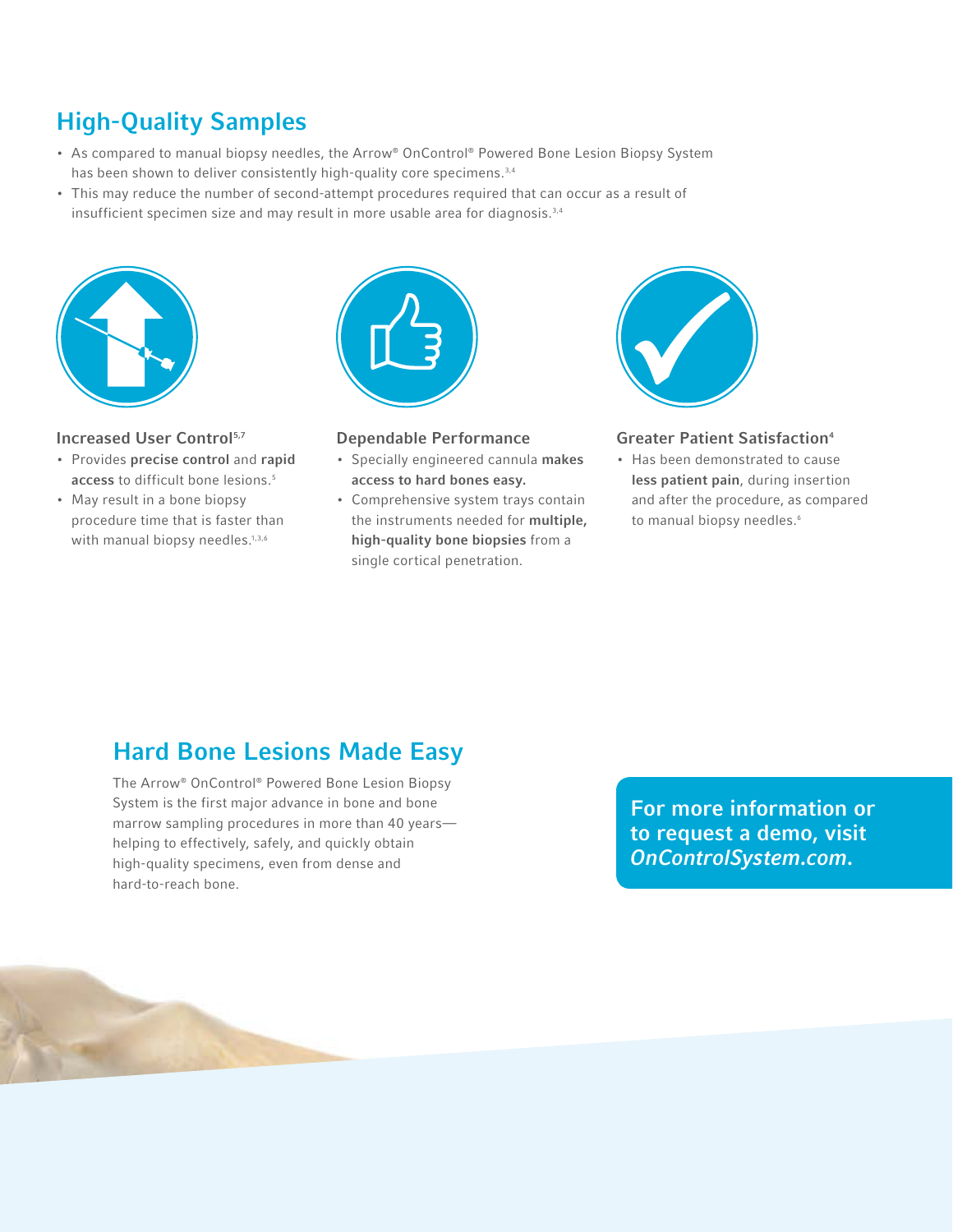## High-Quality Samples

- As compared to manual biopsy needles, the Arrow® OnControl® Powered Bone Lesion Biopsy System has been shown to deliver consistently high-quality core specimens.[3,4]
- This may reduce the number of second-attempt procedures required that can occur as a result of insufficient specimen size and may result in more usable area for diagnosis.[3,4]

### Increased User Control[5,7]

- Provides **precise control** and **rapid access** to difficult bone lesions.[5]
- May result in a bone biopsy procedure time that is faster than with manual biopsy needles.[1,3,6]

### Dependable Performance

- Specially engineered cannula **makes access to hard bones easy.**
- Comprehensive system trays contain the instruments needed for **multiple, high-quality bone biopsies** from a single cortical penetration.

### Greater Patient Satisfaction[4]

- Has been demonstrated to cause **less patient pain**, during insertion and after the procedure, as compared to manual biopsy needles.[6]

## Hard Bone Lesions Made Easy

The Arrow® OnControl® Powered Bone Lesion Biopsy System is the first major advance in bone and bone marrow sampling procedures in more than 40 years—helping to effectively, safely, and quickly obtain high-quality specimens, even from dense and hard-to-reach bone.

**For more information or to request a demo, visit *OnControlSystem.com*.**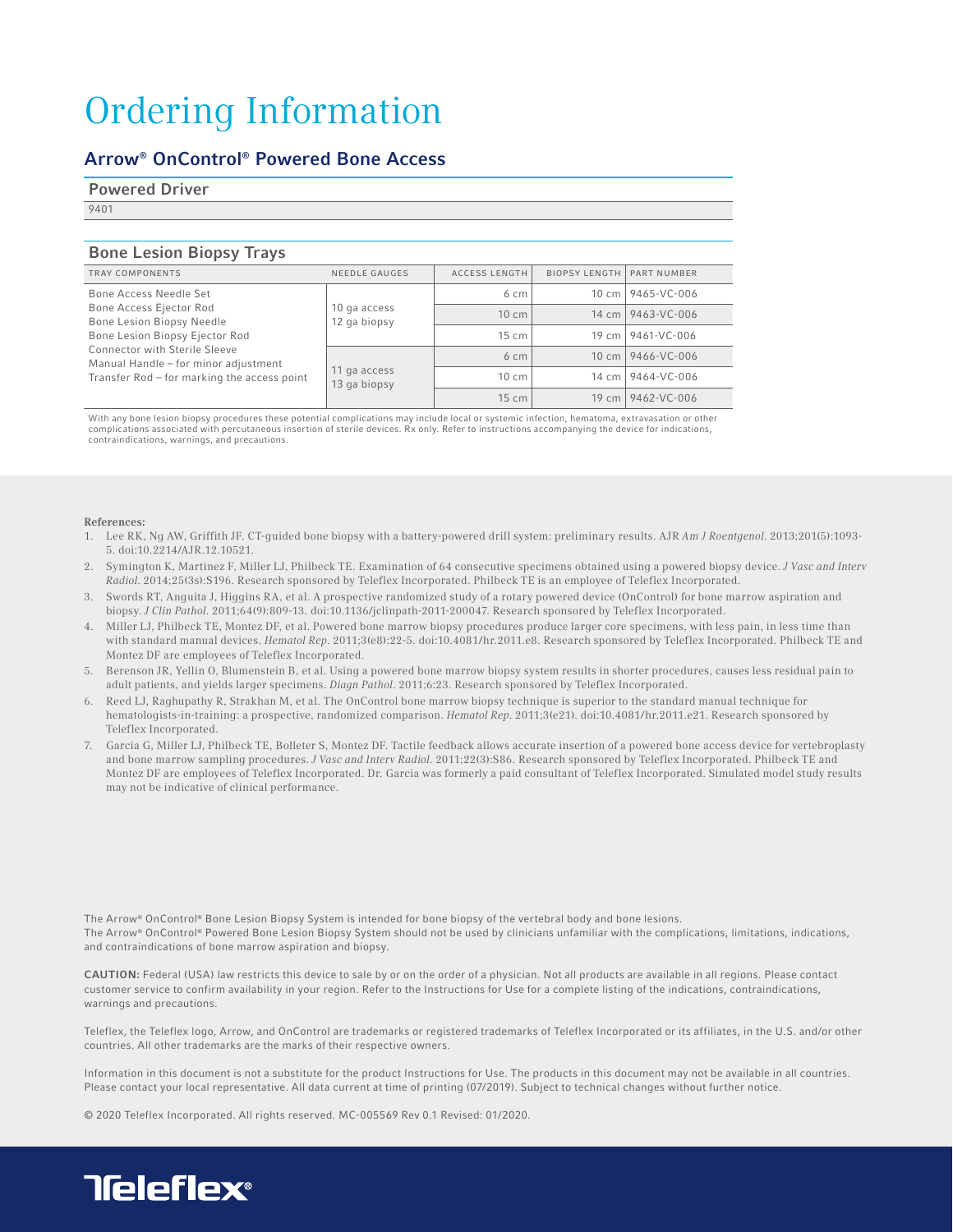# Ordering Information

## Arrow® OnControl® Powered Bone Access

### Powered Driver

9401

### Bone Lesion Biopsy Trays

| TRAY COMPONENTS | NEEDLE GAUGES | ACCESS LENGTH | BIOPSY LENGTH | PART NUMBER |
|---|---|---|---|---|
| Bone Access Needle Set<br>Bone Access Ejector Rod<br>Bone Lesion Biopsy Needle<br>Bone Lesion Biopsy Ejector Rod<br>Connector with Sterile Sleeve<br>Manual Handle – for minor adjustment<br>Transfer Rod – for marking the access point | 10 ga access<br>12 ga biopsy | 6 cm | 10 cm | 9465-VC-006 |
| | | 10 cm | 14 cm | 9463-VC-006 |
| | | 15 cm | 19 cm | 9461-VC-006 |
| | 11 ga access<br>13 ga biopsy | 6 cm | 10 cm | 9466-VC-006 |
| | | 10 cm | 14 cm | 9464-VC-006 |
| | | 15 cm | 19 cm | 9462-VC-006 |

With any bone lesion biopsy procedures these potential complications may include local or systemic infection, hematoma, extravasation or other complications associated with percutaneous insertion of sterile devices. Rx only. Refer to instructions accompanying the device for indications, contraindications, warnings, and precautions.

**References:**

1. Lee RK, Ng AW, Griffith JF. CT-guided bone biopsy with a battery-powered drill system: preliminary results. AJR *Am J Roentgenol.* 2013;201(5):1093-5. doi:10.2214/AJR.12.10521.
2. Symington K, Martinez F, Miller LJ, Philbeck TE. Examination of 64 consecutive specimens obtained using a powered biopsy device. *J Vasc and Interv Radiol.* 2014;25(3s):S196. Research sponsored by Teleflex Incorporated. Philbeck TE is an employee of Teleflex Incorporated.
3. Swords RT, Anguita J, Higgins RA, et al. A prospective randomized study of a rotary powered device (OnControl) for bone marrow aspiration and biopsy. *J Clin Pathol.* 2011;64(9):809-13. doi:10.1136/jclinpath-2011-200047. Research sponsored by Teleflex Incorporated.
4. Miller LJ, Philbeck TE, Montez DF, et al. Powered bone marrow biopsy procedures produce larger core specimens, with less pain, in less time than with standard manual devices. *Hematol Rep.* 2011;3(e8):22-5. doi:10.4081/hr.2011.e8. Research sponsored by Teleflex Incorporated. Philbeck TE and Montez DF are employees of Teleflex Incorporated.
5. Berenson JR, Yellin O, Blumenstein B, et al. Using a powered bone marrow biopsy system results in shorter procedures, causes less residual pain to adult patients, and yields larger specimens. *Diagn Pathol.* 2011;6:23. Research sponsored by Teleflex Incorporated.
6. Reed LJ, Raghupathy R, Strakhan M, et al. The OnControl bone marrow biopsy technique is superior to the standard manual technique for hematologists-in-training: a prospective, randomized comparison. *Hematol Rep.* 2011;3(e21). doi:10.4081/hr.2011.e21. Research sponsored by Teleflex Incorporated.
7. Garcia G, Miller LJ, Philbeck TE, Bolleter S, Montez DF. Tactile feedback allows accurate insertion of a powered bone access device for vertebroplasty and bone marrow sampling procedures. *J Vasc and Interv Radiol.* 2011;22(3):S86. Research sponsored by Teleflex Incorporated. Philbeck TE and Montez DF are employees of Teleflex Incorporated. Dr. Garcia was formerly a paid consultant of Teleflex Incorporated. Simulated model study results may not be indicative of clinical performance.

The Arrow® OnControl® Bone Lesion Biopsy System is intended for bone biopsy of the vertebral body and bone lesions.
The Arrow® OnControl® Powered Bone Lesion Biopsy System should not be used by clinicians unfamiliar with the complications, limitations, indications, and contraindications of bone marrow aspiration and biopsy.

**CAUTION:** Federal (USA) law restricts this device to sale by or on the order of a physician. Not all products are available in all regions. Please contact customer service to confirm availability in your region. Refer to the Instructions for Use for a complete listing of the indications, contraindications, warnings and precautions.

Teleflex, the Teleflex logo, Arrow, and OnControl are trademarks or registered trademarks of Teleflex Incorporated or its affiliates, in the U.S. and/or other countries. All other trademarks are the marks of their respective owners.

Information in this document is not a substitute for the product Instructions for Use. The products in this document may not be available in all countries. Please contact your local representative. All data current at time of printing (07/2019). Subject to technical changes without further notice.

© 2020 Teleflex Incorporated. All rights reserved. MC-005569 Rev 0.1 Revised: 01/2020.

Teleflex®